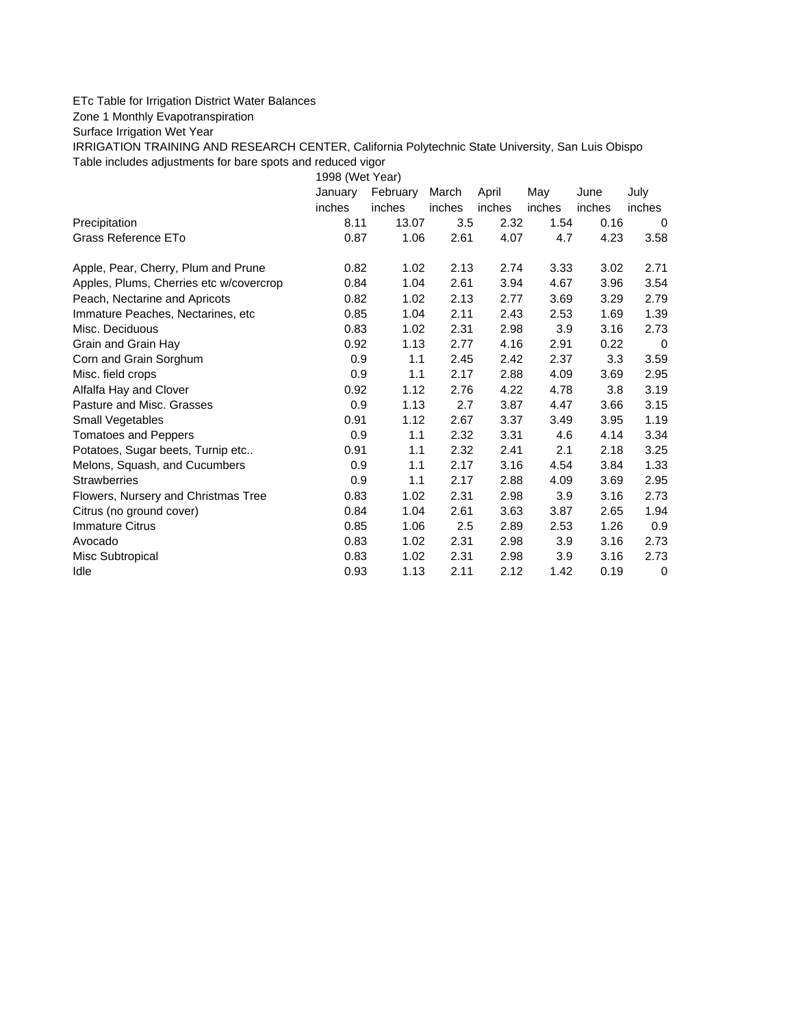ETc Table for Irrigation District Water Balances

Zone 1 Monthly Evapotranspiration

Surface Irrigation Wet Year

IRRIGATION TRAINING AND RESEARCH CENTER, California Polytechnic State University, San Luis Obispo

Table includes adjustments for bare spots and reduced vigor

| | 1998 (Wet Year) | | | | | | |
|---|---|---|---|---|---|---|---|
| | January | February | March | April | May | June | July |
| | inches | inches | inches | inches | inches | inches | inches |
| Precipitation | 8.11 | 13.07 | 3.5 | 2.32 | 1.54 | 0.16 | 0 |
| Grass Reference ETo | 0.87 | 1.06 | 2.61 | 4.07 | 4.7 | 4.23 | 3.58 |
| | | | | | | | |
| Apple, Pear, Cherry, Plum and Prune | 0.82 | 1.02 | 2.13 | 2.74 | 3.33 | 3.02 | 2.71 |
| Apples, Plums, Cherries etc w/covercrop | 0.84 | 1.04 | 2.61 | 3.94 | 4.67 | 3.96 | 3.54 |
| Peach, Nectarine and Apricots | 0.82 | 1.02 | 2.13 | 2.77 | 3.69 | 3.29 | 2.79 |
| Immature Peaches, Nectarines, etc | 0.85 | 1.04 | 2.11 | 2.43 | 2.53 | 1.69 | 1.39 |
| Misc. Deciduous | 0.83 | 1.02 | 2.31 | 2.98 | 3.9 | 3.16 | 2.73 |
| Grain and Grain Hay | 0.92 | 1.13 | 2.77 | 4.16 | 2.91 | 0.22 | 0 |
| Corn and Grain Sorghum | 0.9 | 1.1 | 2.45 | 2.42 | 2.37 | 3.3 | 3.59 |
| Misc. field crops | 0.9 | 1.1 | 2.17 | 2.88 | 4.09 | 3.69 | 2.95 |
| Alfalfa Hay and Clover | 0.92 | 1.12 | 2.76 | 4.22 | 4.78 | 3.8 | 3.19 |
| Pasture and Misc. Grasses | 0.9 | 1.13 | 2.7 | 3.87 | 4.47 | 3.66 | 3.15 |
| Small Vegetables | 0.91 | 1.12 | 2.67 | 3.37 | 3.49 | 3.95 | 1.19 |
| Tomatoes and Peppers | 0.9 | 1.1 | 2.32 | 3.31 | 4.6 | 4.14 | 3.34 |
| Potatoes, Sugar beets, Turnip etc.. | 0.91 | 1.1 | 2.32 | 2.41 | 2.1 | 2.18 | 3.25 |
| Melons, Squash, and Cucumbers | 0.9 | 1.1 | 2.17 | 3.16 | 4.54 | 3.84 | 1.33 |
| Strawberries | 0.9 | 1.1 | 2.17 | 2.88 | 4.09 | 3.69 | 2.95 |
| Flowers, Nursery and Christmas Tree | 0.83 | 1.02 | 2.31 | 2.98 | 3.9 | 3.16 | 2.73 |
| Citrus (no ground cover) | 0.84 | 1.04 | 2.61 | 3.63 | 3.87 | 2.65 | 1.94 |
| Immature Citrus | 0.85 | 1.06 | 2.5 | 2.89 | 2.53 | 1.26 | 0.9 |
| Avocado | 0.83 | 1.02 | 2.31 | 2.98 | 3.9 | 3.16 | 2.73 |
| Misc Subtropical | 0.83 | 1.02 | 2.31 | 2.98 | 3.9 | 3.16 | 2.73 |
| Idle | 0.93 | 1.13 | 2.11 | 2.12 | 1.42 | 0.19 | 0 |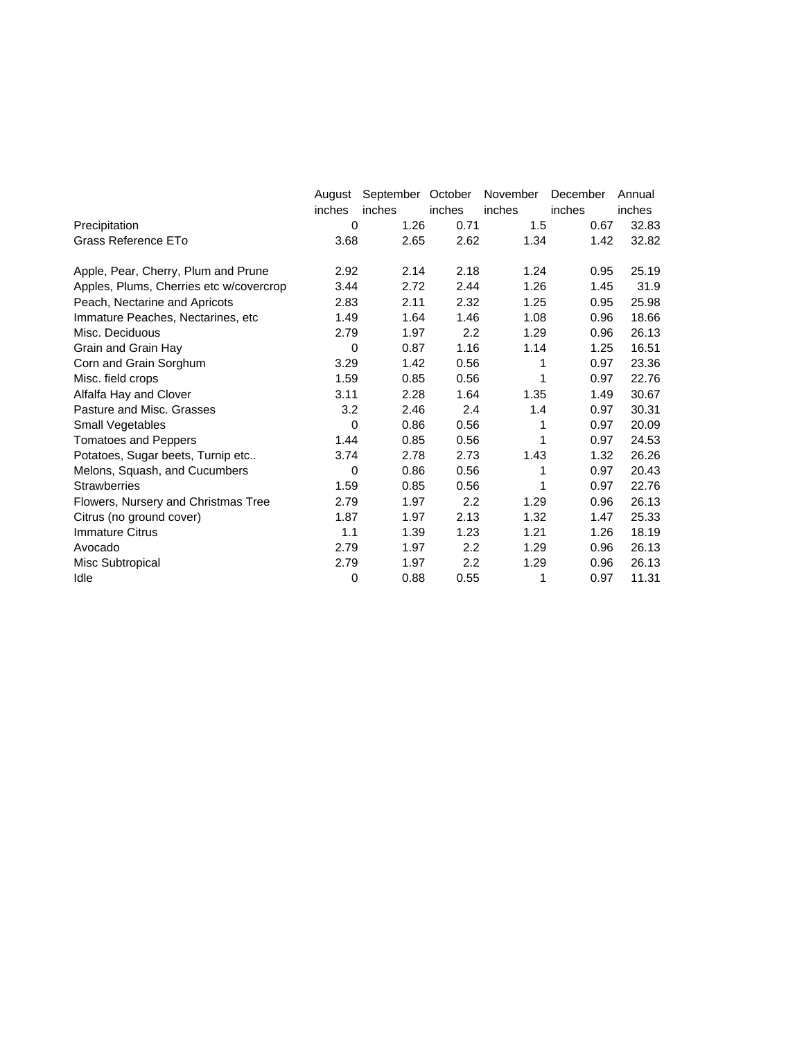| | August inches | September inches | October inches | November inches | December inches | Annual inches |
|---|---|---|---|---|---|---|
| Precipitation | 0 | 1.26 | 0.71 | 1.5 | 0.67 | 32.83 |
| Grass Reference ETo | 3.68 | 2.65 | 2.62 | 1.34 | 1.42 | 32.82 |
| | | | | | | |
| Apple, Pear, Cherry, Plum and Prune | 2.92 | 2.14 | 2.18 | 1.24 | 0.95 | 25.19 |
| Apples, Plums, Cherries etc w/covercrop | 3.44 | 2.72 | 2.44 | 1.26 | 1.45 | 31.9 |
| Peach, Nectarine and Apricots | 2.83 | 2.11 | 2.32 | 1.25 | 0.95 | 25.98 |
| Immature Peaches, Nectarines, etc | 1.49 | 1.64 | 1.46 | 1.08 | 0.96 | 18.66 |
| Misc. Deciduous | 2.79 | 1.97 | 2.2 | 1.29 | 0.96 | 26.13 |
| Grain and Grain Hay | 0 | 0.87 | 1.16 | 1.14 | 1.25 | 16.51 |
| Corn and Grain Sorghum | 3.29 | 1.42 | 0.56 | 1 | 0.97 | 23.36 |
| Misc. field crops | 1.59 | 0.85 | 0.56 | 1 | 0.97 | 22.76 |
| Alfalfa Hay and Clover | 3.11 | 2.28 | 1.64 | 1.35 | 1.49 | 30.67 |
| Pasture and Misc. Grasses | 3.2 | 2.46 | 2.4 | 1.4 | 0.97 | 30.31 |
| Small Vegetables | 0 | 0.86 | 0.56 | 1 | 0.97 | 20.09 |
| Tomatoes and Peppers | 1.44 | 0.85 | 0.56 | 1 | 0.97 | 24.53 |
| Potatoes, Sugar beets, Turnip etc.. | 3.74 | 2.78 | 2.73 | 1.43 | 1.32 | 26.26 |
| Melons, Squash, and Cucumbers | 0 | 0.86 | 0.56 | 1 | 0.97 | 20.43 |
| Strawberries | 1.59 | 0.85 | 0.56 | 1 | 0.97 | 22.76 |
| Flowers, Nursery and Christmas Tree | 2.79 | 1.97 | 2.2 | 1.29 | 0.96 | 26.13 |
| Citrus (no ground cover) | 1.87 | 1.97 | 2.13 | 1.32 | 1.47 | 25.33 |
| Immature Citrus | 1.1 | 1.39 | 1.23 | 1.21 | 1.26 | 18.19 |
| Avocado | 2.79 | 1.97 | 2.2 | 1.29 | 0.96 | 26.13 |
| Misc Subtropical | 2.79 | 1.97 | 2.2 | 1.29 | 0.96 | 26.13 |
| Idle | 0 | 0.88 | 0.55 | 1 | 0.97 | 11.31 |